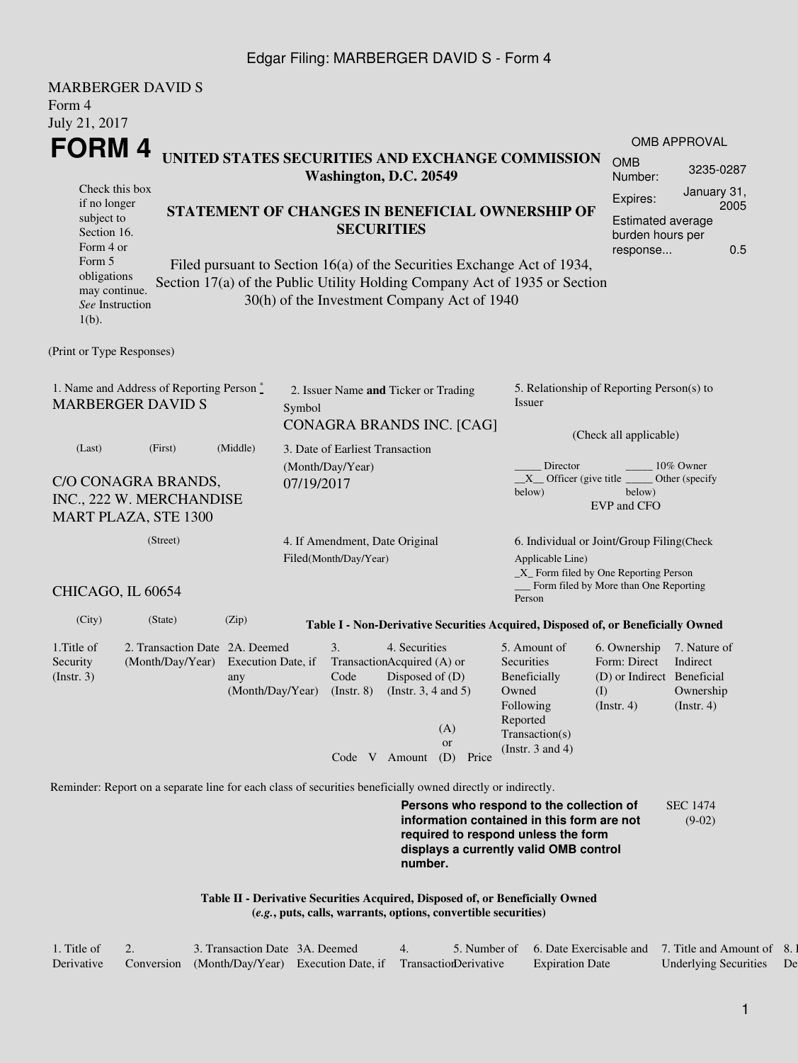MARBERGER DAVID S
Form 4
July 21, 2017

# FORM 4

Check this box if no longer subject to Section 16. Form 4 or Form 5 obligations may continue. *See* Instruction 1(b).

## UNITED STATES SECURITIES AND EXCHANGE COMMISSION
**Washington, D.C. 20549**

## STATEMENT OF CHANGES IN BENEFICIAL OWNERSHIP OF SECURITIES

Filed pursuant to Section 16(a) of the Securities Exchange Act of 1934, Section 17(a) of the Public Utility Holding Company Act of 1935 or Section 30(h) of the Investment Company Act of 1940

OMB APPROVAL

| | |
|---|---|
| OMB Number: | 3235-0287 |
| Expires: | January 31, 2005 |
| Estimated average burden hours per response... | 0.5 |

(Print or Type Responses)

1. Name and Address of Reporting Person *
MARBERGER DAVID S

(Last) (First) (Middle)

C/O CONAGRA BRANDS, INC., 222 W. MERCHANDISE MART PLAZA, STE 1300

(Street)

CHICAGO, IL 60654

(City) (State) (Zip)

2. Issuer Name **and** Ticker or Trading Symbol
CONAGRA BRANDS INC. [CAG]

3. Date of Earliest Transaction (Month/Day/Year)
07/19/2017

4. If Amendment, Date Original Filed(Month/Day/Year)

5. Relationship of Reporting Person(s) to Issuer

(Check all applicable)

_____ Director _____ 10% Owner
\_\_X\_\_ Officer (give title below) _____ Other (specify below)
EVP and CFO

6. Individual or Joint/Group Filing(Check Applicable Line)
\_X\_ Form filed by One Reporting Person
\_\_\_ Form filed by More than One Reporting Person

**Table I - Non-Derivative Securities Acquired, Disposed of, or Beneficially Owned**

| 1.Title of Security (Instr. 3) | 2. Transaction Date (Month/Day/Year) | 2A. Deemed Execution Date, if any (Month/Day/Year) | 3. Transaction Code (Instr. 8) | | 4. Securities Acquired (A) or Disposed of (D) (Instr. 3, 4 and 5) | | | 5. Amount of Securities Beneficially Owned Following Reported Transaction(s) (Instr. 3 and 4) | 6. Ownership Form: Direct (D) or Indirect (I) (Instr. 4) | 7. Nature of Indirect Beneficial Ownership (Instr. 4) |
|---|---|---|---|---|---|---|---|---|---|---|
| | | | Code | V | Amount | (A) or (D) | Price | | | |

Reminder: Report on a separate line for each class of securities beneficially owned directly or indirectly.

**Persons who respond to the collection of information contained in this form are not required to respond unless the form displays a currently valid OMB control number.**

SEC 1474 (9-02)

**Table II - Derivative Securities Acquired, Disposed of, or Beneficially Owned**
**(*e.g.*, puts, calls, warrants, options, convertible securities)**

| 1. Title of Derivative | 2. Conversion | 3. Transaction Date (Month/Day/Year) | 3A. Deemed Execution Date, if | 4. Transaction | 5. Number of Derivative | 6. Date Exercisable and Expiration Date | 7. Title and Amount of Underlying Securities | 8. De |
|---|---|---|---|---|---|---|---|---|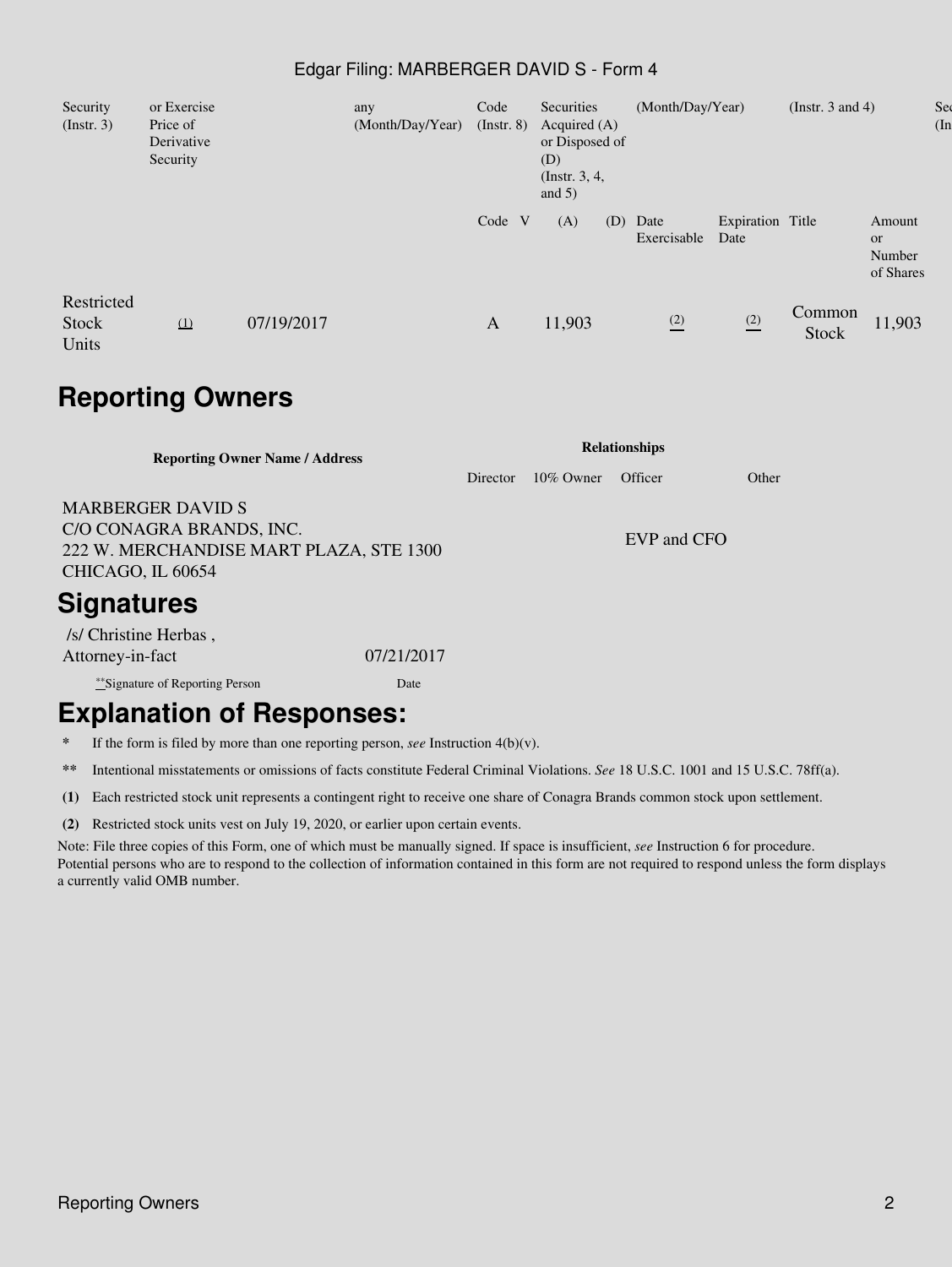| Security (Instr. 3) | or Exercise Price of Derivative Security | | any (Month/Day/Year) | Code (Instr. 8) | | Securities Acquired (A) or Disposed of (D) (Instr. 3, 4, and 5) | | (Month/Day/Year) | | (Instr. 3 and 4) | |
|---|---|---|---|---|---|---|---|---|---|---|---|
| | | | | Code | V | (A) | (D) | Date Exercisable | Expiration Date | Title | Amount or Number of Shares |
| Restricted Stock Units | (1) | 07/19/2017 | | A | | 11,903 | | (2) | (2) | Common Stock | 11,903 |

# Reporting Owners

| Reporting Owner Name / Address | Relationships | | | |
|---|---|---|---|---|
| | Director | 10% Owner | Officer | Other |
| MARBERGER DAVID S<br>C/O CONAGRA BRANDS, INC.<br>222 W. MERCHANDISE MART PLAZA, STE 1300<br>CHICAGO, IL 60654 | | | EVP and CFO | |

# Signatures

| | |
|---|---|
| /s/ Christine Herbas , Attorney-in-fact | 07/21/2017 |
| **Signature of Reporting Person | Date |

# Explanation of Responses:

- \* If the form is filed by more than one reporting person, *see* Instruction 4(b)(v).
- \*\* Intentional misstatements or omissions of facts constitute Federal Criminal Violations. *See* 18 U.S.C. 1001 and 15 U.S.C. 78ff(a).
- **(1)** Each restricted stock unit represents a contingent right to receive one share of Conagra Brands common stock upon settlement.
- **(2)** Restricted stock units vest on July 19, 2020, or earlier upon certain events.

Note: File three copies of this Form, one of which must be manually signed. If space is insufficient, *see* Instruction 6 for procedure.
Potential persons who are to respond to the collection of information contained in this form are not required to respond unless the form displays a currently valid OMB number.